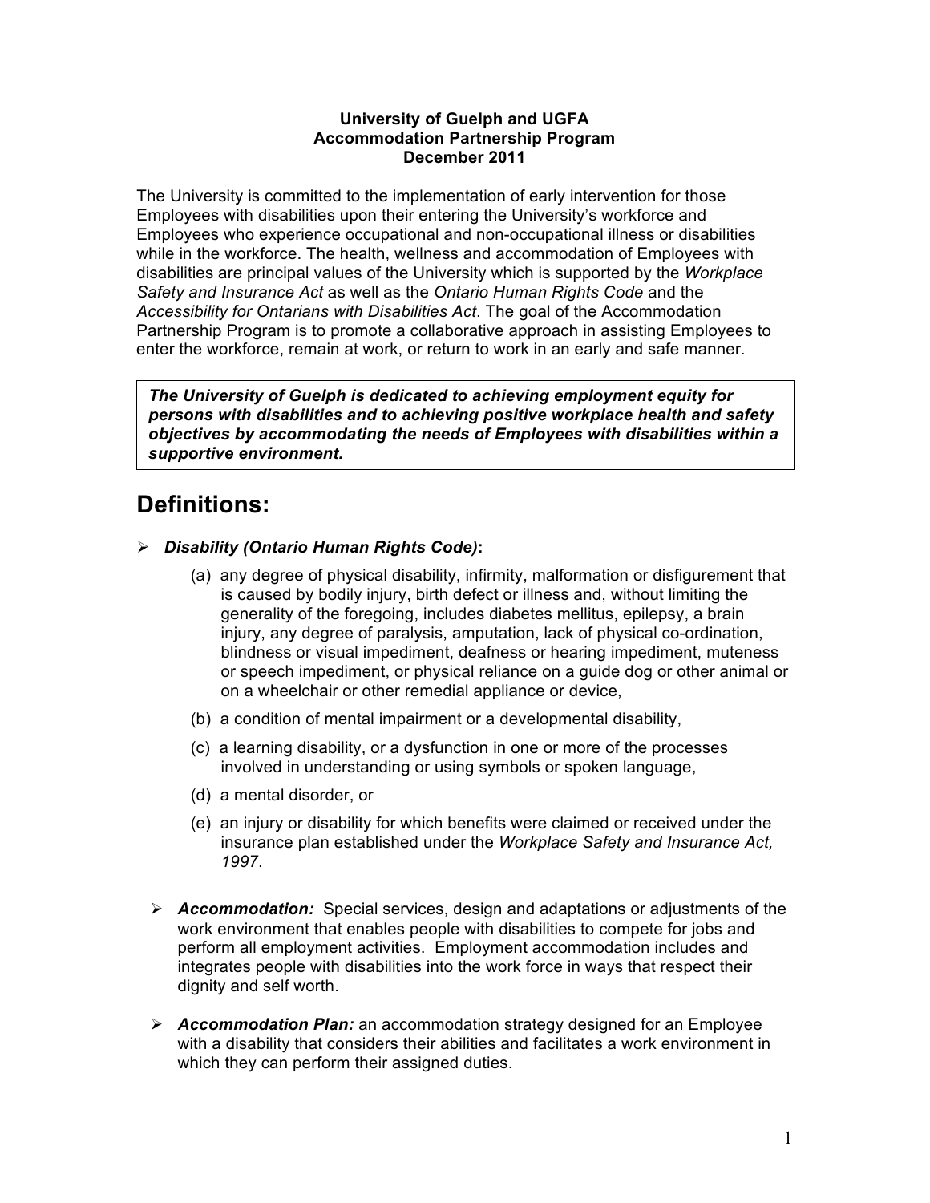**University of Guelph and UGFA**
**Accommodation Partnership Program**
**December 2011**

The University is committed to the implementation of early intervention for those Employees with disabilities upon their entering the University's workforce and Employees who experience occupational and non-occupational illness or disabilities while in the workforce. The health, wellness and accommodation of Employees with disabilities are principal values of the University which is supported by the *Workplace Safety and Insurance Act* as well as the *Ontario Human Rights Code* and the *Accessibility for Ontarians with Disabilities Act*. The goal of the Accommodation Partnership Program is to promote a collaborative approach in assisting Employees to enter the workforce, remain at work, or return to work in an early and safe manner.

> ***The University of Guelph is dedicated to achieving employment equity for persons with disabilities and to achieving positive workplace health and safety objectives by accommodating the needs of Employees with disabilities within a supportive environment.***

# Definitions:

- ***Disability (Ontario Human Rights Code)*:**
  - (a) any degree of physical disability, infirmity, malformation or disfigurement that is caused by bodily injury, birth defect or illness and, without limiting the generality of the foregoing, includes diabetes mellitus, epilepsy, a brain injury, any degree of paralysis, amputation, lack of physical co-ordination, blindness or visual impediment, deafness or hearing impediment, muteness or speech impediment, or physical reliance on a guide dog or other animal or on a wheelchair or other remedial appliance or device,
  - (b) a condition of mental impairment or a developmental disability,
  - (c) a learning disability, or a dysfunction in one or more of the processes involved in understanding or using symbols or spoken language,
  - (d) a mental disorder, or
  - (e) an injury or disability for which benefits were claimed or received under the insurance plan established under the *Workplace Safety and Insurance Act, 1997*.

- ***Accommodation:*** Special services, design and adaptations or adjustments of the work environment that enables people with disabilities to compete for jobs and perform all employment activities. Employment accommodation includes and integrates people with disabilities into the work force in ways that respect their dignity and self worth.

- ***Accommodation Plan:*** an accommodation strategy designed for an Employee with a disability that considers their abilities and facilitates a work environment in which they can perform their assigned duties.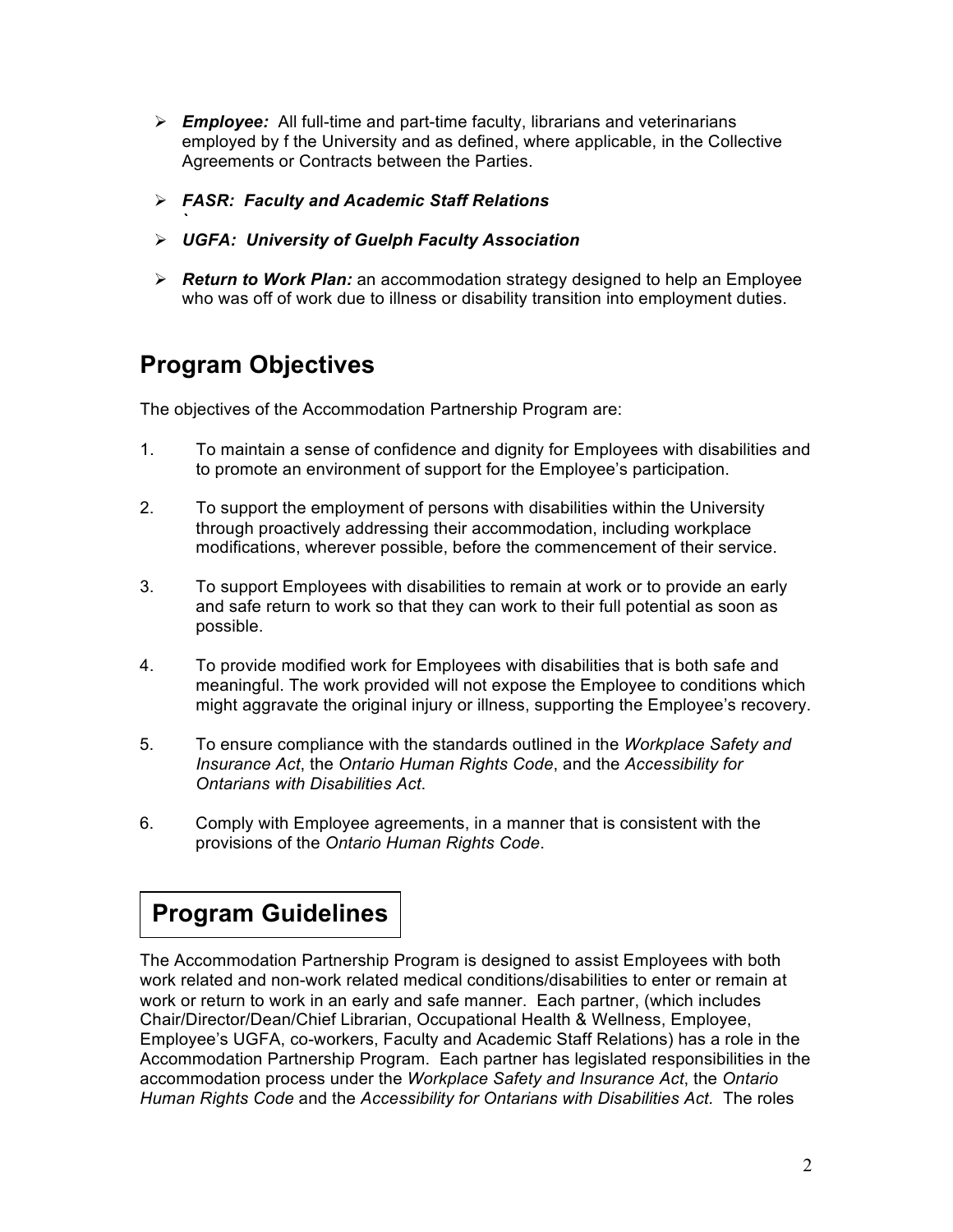- ***Employee:*** All full-time and part-time faculty, librarians and veterinarians employed by f the University and as defined, where applicable, in the Collective Agreements or Contracts between the Parties.
- ***FASR: Faculty and Academic Staff Relations***
- ***UGFA: University of Guelph Faculty Association***
- ***Return to Work Plan:*** an accommodation strategy designed to help an Employee who was off of work due to illness or disability transition into employment duties.

## Program Objectives

The objectives of the Accommodation Partnership Program are:

1. To maintain a sense of confidence and dignity for Employees with disabilities and to promote an environment of support for the Employee's participation.
2. To support the employment of persons with disabilities within the University through proactively addressing their accommodation, including workplace modifications, wherever possible, before the commencement of their service.
3. To support Employees with disabilities to remain at work or to provide an early and safe return to work so that they can work to their full potential as soon as possible.
4. To provide modified work for Employees with disabilities that is both safe and meaningful. The work provided will not expose the Employee to conditions which might aggravate the original injury or illness, supporting the Employee's recovery.
5. To ensure compliance with the standards outlined in the *Workplace Safety and Insurance Act*, the *Ontario Human Rights Code*, and the *Accessibility for Ontarians with Disabilities Act*.
6. Comply with Employee agreements, in a manner that is consistent with the provisions of the *Ontario Human Rights Code*.

## Program Guidelines

The Accommodation Partnership Program is designed to assist Employees with both work related and non-work related medical conditions/disabilities to enter or remain at work or return to work in an early and safe manner. Each partner, (which includes Chair/Director/Dean/Chief Librarian, Occupational Health & Wellness, Employee, Employee's UGFA, co-workers, Faculty and Academic Staff Relations) has a role in the Accommodation Partnership Program. Each partner has legislated responsibilities in the accommodation process under the *Workplace Safety and Insurance Act*, the *Ontario Human Rights Code* and the *Accessibility for Ontarians with Disabilities Act.* The roles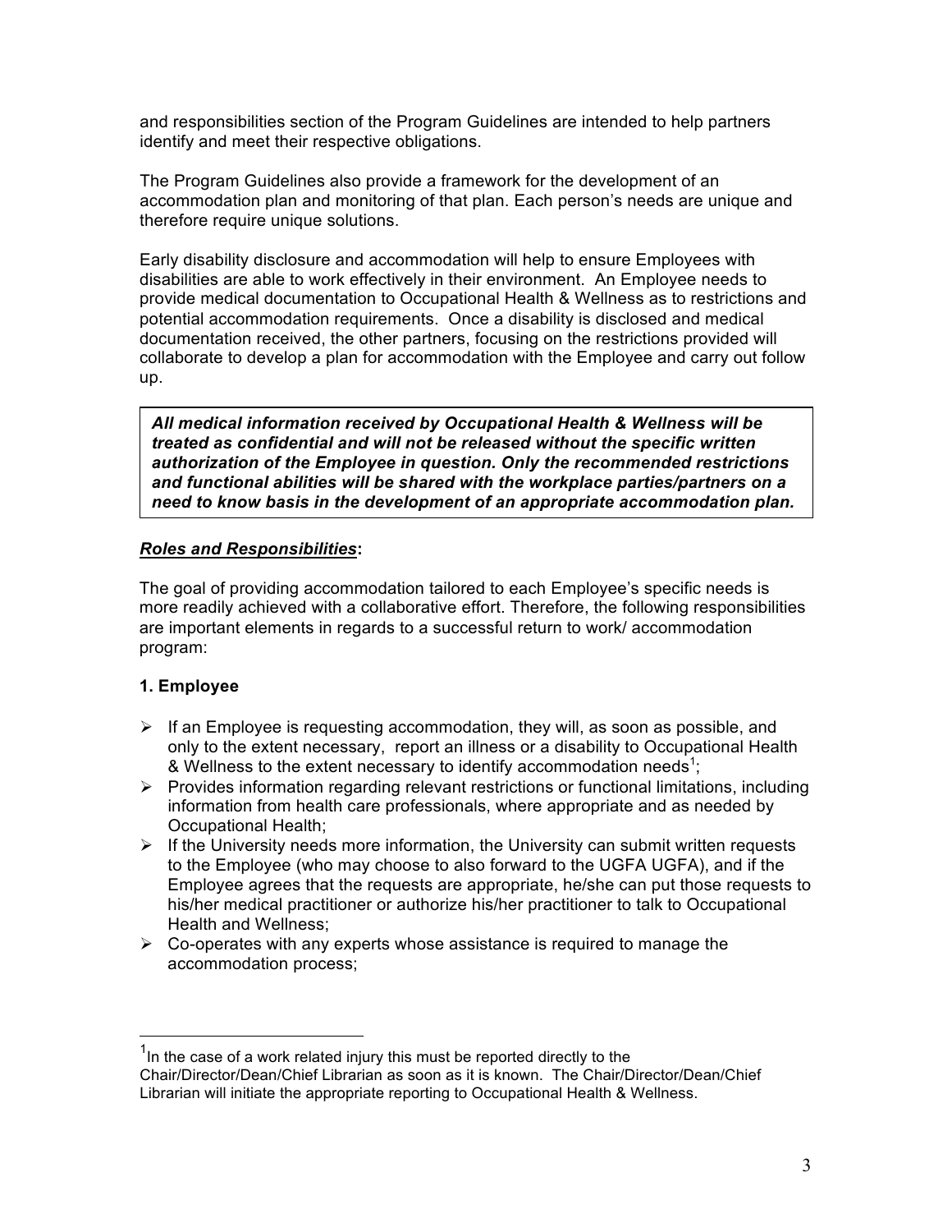and responsibilities section of the Program Guidelines are intended to help partners identify and meet their respective obligations.

The Program Guidelines also provide a framework for the development of an accommodation plan and monitoring of that plan. Each person's needs are unique and therefore require unique solutions.

Early disability disclosure and accommodation will help to ensure Employees with disabilities are able to work effectively in their environment. An Employee needs to provide medical documentation to Occupational Health & Wellness as to restrictions and potential accommodation requirements. Once a disability is disclosed and medical documentation received, the other partners, focusing on the restrictions provided will collaborate to develop a plan for accommodation with the Employee and carry out follow up.

> ***All medical information received by Occupational Health & Wellness will be treated as confidential and will not be released without the specific written authorization of the Employee in question. Only the recommended restrictions and functional abilities will be shared with the workplace parties/partners on a need to know basis in the development of an appropriate accommodation plan.***

***Roles and Responsibilities*:**

The goal of providing accommodation tailored to each Employee's specific needs is more readily achieved with a collaborative effort. Therefore, the following responsibilities are important elements in regards to a successful return to work/ accommodation program:

**1. Employee**

- If an Employee is requesting accommodation, they will, as soon as possible, and only to the extent necessary, report an illness or a disability to Occupational Health & Wellness to the extent necessary to identify accommodation needs[1];
- Provides information regarding relevant restrictions or functional limitations, including information from health care professionals, where appropriate and as needed by Occupational Health;
- If the University needs more information, the University can submit written requests to the Employee (who may choose to also forward to the UGFA UGFA), and if the Employee agrees that the requests are appropriate, he/she can put those requests to his/her medical practitioner or authorize his/her practitioner to talk to Occupational Health and Wellness;
- Co-operates with any experts whose assistance is required to manage the accommodation process;

---

[1] In the case of a work related injury this must be reported directly to the Chair/Director/Dean/Chief Librarian as soon as it is known. The Chair/Director/Dean/Chief Librarian will initiate the appropriate reporting to Occupational Health & Wellness.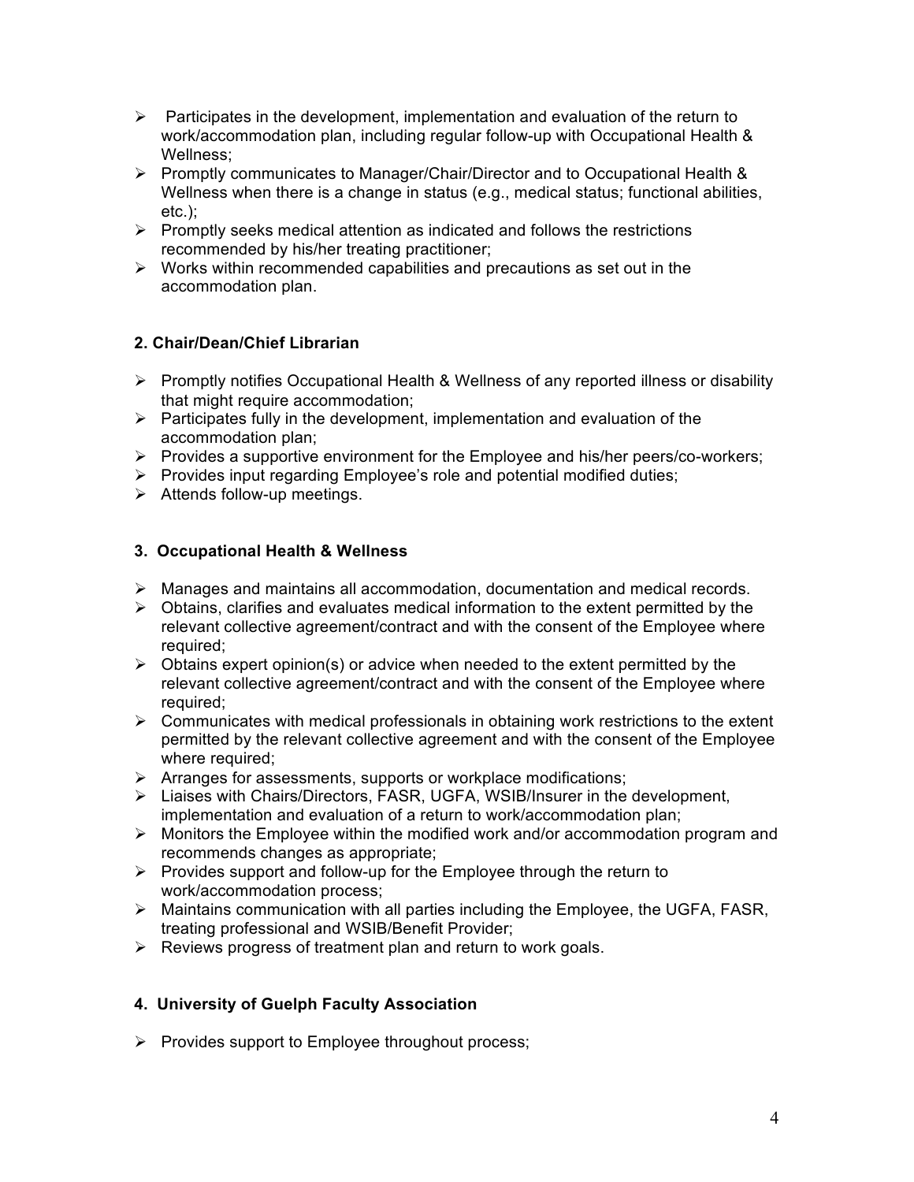- Participates in the development, implementation and evaluation of the return to work/accommodation plan, including regular follow-up with Occupational Health & Wellness;
- Promptly communicates to Manager/Chair/Director and to Occupational Health & Wellness when there is a change in status (e.g., medical status; functional abilities, etc.);
- Promptly seeks medical attention as indicated and follows the restrictions recommended by his/her treating practitioner;
- Works within recommended capabilities and precautions as set out in the accommodation plan.

**2. Chair/Dean/Chief Librarian**

- Promptly notifies Occupational Health & Wellness of any reported illness or disability that might require accommodation;
- Participates fully in the development, implementation and evaluation of the accommodation plan;
- Provides a supportive environment for the Employee and his/her peers/co-workers;
- Provides input regarding Employee's role and potential modified duties;
- Attends follow-up meetings.

**3. Occupational Health & Wellness**

- Manages and maintains all accommodation, documentation and medical records.
- Obtains, clarifies and evaluates medical information to the extent permitted by the relevant collective agreement/contract and with the consent of the Employee where required;
- Obtains expert opinion(s) or advice when needed to the extent permitted by the relevant collective agreement/contract and with the consent of the Employee where required;
- Communicates with medical professionals in obtaining work restrictions to the extent permitted by the relevant collective agreement and with the consent of the Employee where required;
- Arranges for assessments, supports or workplace modifications;
- Liaises with Chairs/Directors, FASR, UGFA, WSIB/Insurer in the development, implementation and evaluation of a return to work/accommodation plan;
- Monitors the Employee within the modified work and/or accommodation program and recommends changes as appropriate;
- Provides support and follow-up for the Employee through the return to work/accommodation process;
- Maintains communication with all parties including the Employee, the UGFA, FASR, treating professional and WSIB/Benefit Provider;
- Reviews progress of treatment plan and return to work goals.

**4. University of Guelph Faculty Association**

- Provides support to Employee throughout process;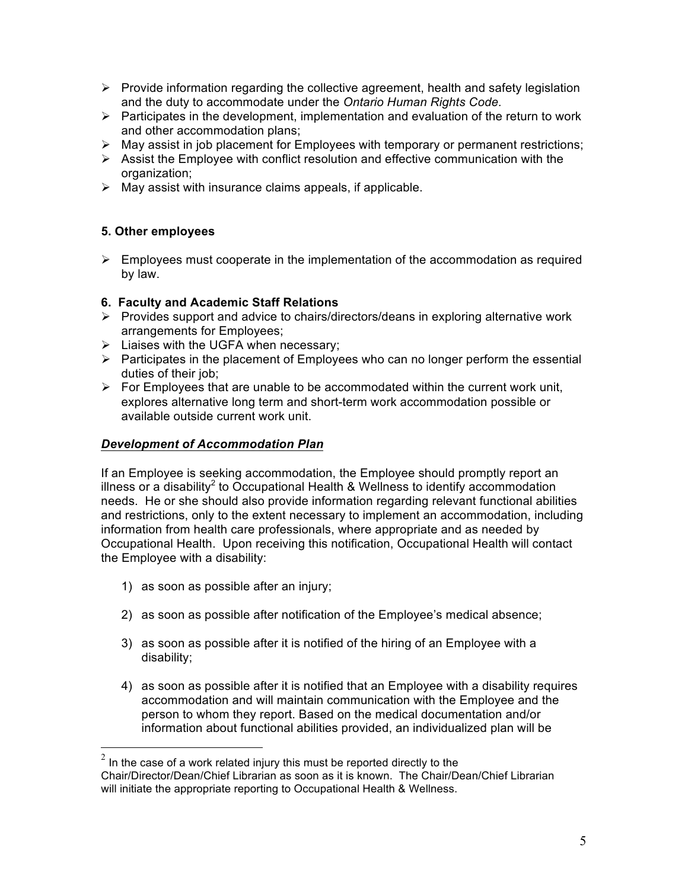- Provide information regarding the collective agreement, health and safety legislation and the duty to accommodate under the *Ontario Human Rights Code.*
- Participates in the development, implementation and evaluation of the return to work and other accommodation plans;
- May assist in job placement for Employees with temporary or permanent restrictions;
- Assist the Employee with conflict resolution and effective communication with the organization;
- May assist with insurance claims appeals, if applicable.

**5. Other employees**

- Employees must cooperate in the implementation of the accommodation as required by law.

**6. Faculty and Academic Staff Relations**

- Provides support and advice to chairs/directors/deans in exploring alternative work arrangements for Employees;
- Liaises with the UGFA when necessary;
- Participates in the placement of Employees who can no longer perform the essential duties of their job;
- For Employees that are unable to be accommodated within the current work unit, explores alternative long term and short-term work accommodation possible or available outside current work unit.

***Development of Accommodation Plan***

If an Employee is seeking accommodation, the Employee should promptly report an illness or a disability[2] to Occupational Health & Wellness to identify accommodation needs. He or she should also provide information regarding relevant functional abilities and restrictions, only to the extent necessary to implement an accommodation, including information from health care professionals, where appropriate and as needed by Occupational Health. Upon receiving this notification, Occupational Health will contact the Employee with a disability:

1) as soon as possible after an injury;

2) as soon as possible after notification of the Employee's medical absence;

3) as soon as possible after it is notified of the hiring of an Employee with a disability;

4) as soon as possible after it is notified that an Employee with a disability requires accommodation and will maintain communication with the Employee and the person to whom they report. Based on the medical documentation and/or information about functional abilities provided, an individualized plan will be

[2] In the case of a work related injury this must be reported directly to the Chair/Director/Dean/Chief Librarian as soon as it is known. The Chair/Dean/Chief Librarian will initiate the appropriate reporting to Occupational Health & Wellness.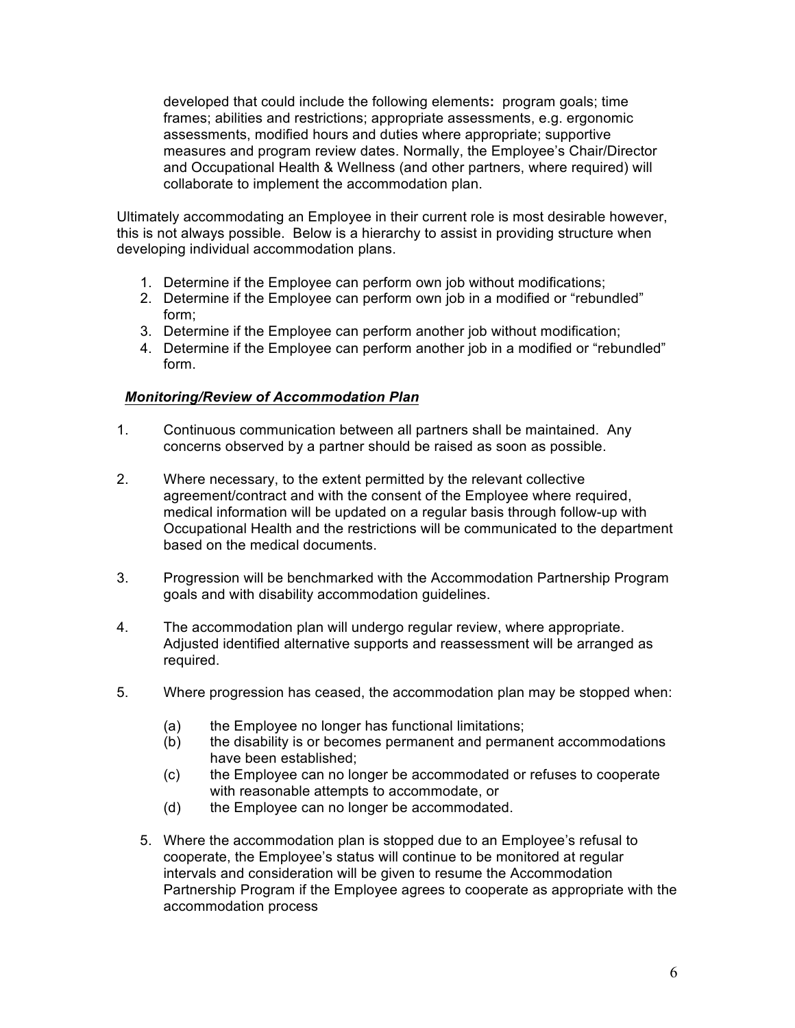developed that could include the following elements**:** program goals; time frames; abilities and restrictions; appropriate assessments, e.g. ergonomic assessments, modified hours and duties where appropriate; supportive measures and program review dates. Normally, the Employee's Chair/Director and Occupational Health & Wellness (and other partners, where required) will collaborate to implement the accommodation plan.

Ultimately accommodating an Employee in their current role is most desirable however, this is not always possible. Below is a hierarchy to assist in providing structure when developing individual accommodation plans.

1. Determine if the Employee can perform own job without modifications;
2. Determine if the Employee can perform own job in a modified or "rebundled" form;
3. Determine if the Employee can perform another job without modification;
4. Determine if the Employee can perform another job in a modified or "rebundled" form.

***Monitoring/Review of Accommodation Plan***

1. Continuous communication between all partners shall be maintained. Any concerns observed by a partner should be raised as soon as possible.

2. Where necessary, to the extent permitted by the relevant collective agreement/contract and with the consent of the Employee where required, medical information will be updated on a regular basis through follow-up with Occupational Health and the restrictions will be communicated to the department based on the medical documents.

3. Progression will be benchmarked with the Accommodation Partnership Program goals and with disability accommodation guidelines.

4. The accommodation plan will undergo regular review, where appropriate. Adjusted identified alternative supports and reassessment will be arranged as required.

5. Where progression has ceased, the accommodation plan may be stopped when:

   (a) the Employee no longer has functional limitations;
   (b) the disability is or becomes permanent and permanent accommodations have been established;
   (c) the Employee can no longer be accommodated or refuses to cooperate with reasonable attempts to accommodate, or
   (d) the Employee can no longer be accommodated.

5. Where the accommodation plan is stopped due to an Employee's refusal to cooperate, the Employee's status will continue to be monitored at regular intervals and consideration will be given to resume the Accommodation Partnership Program if the Employee agrees to cooperate as appropriate with the accommodation process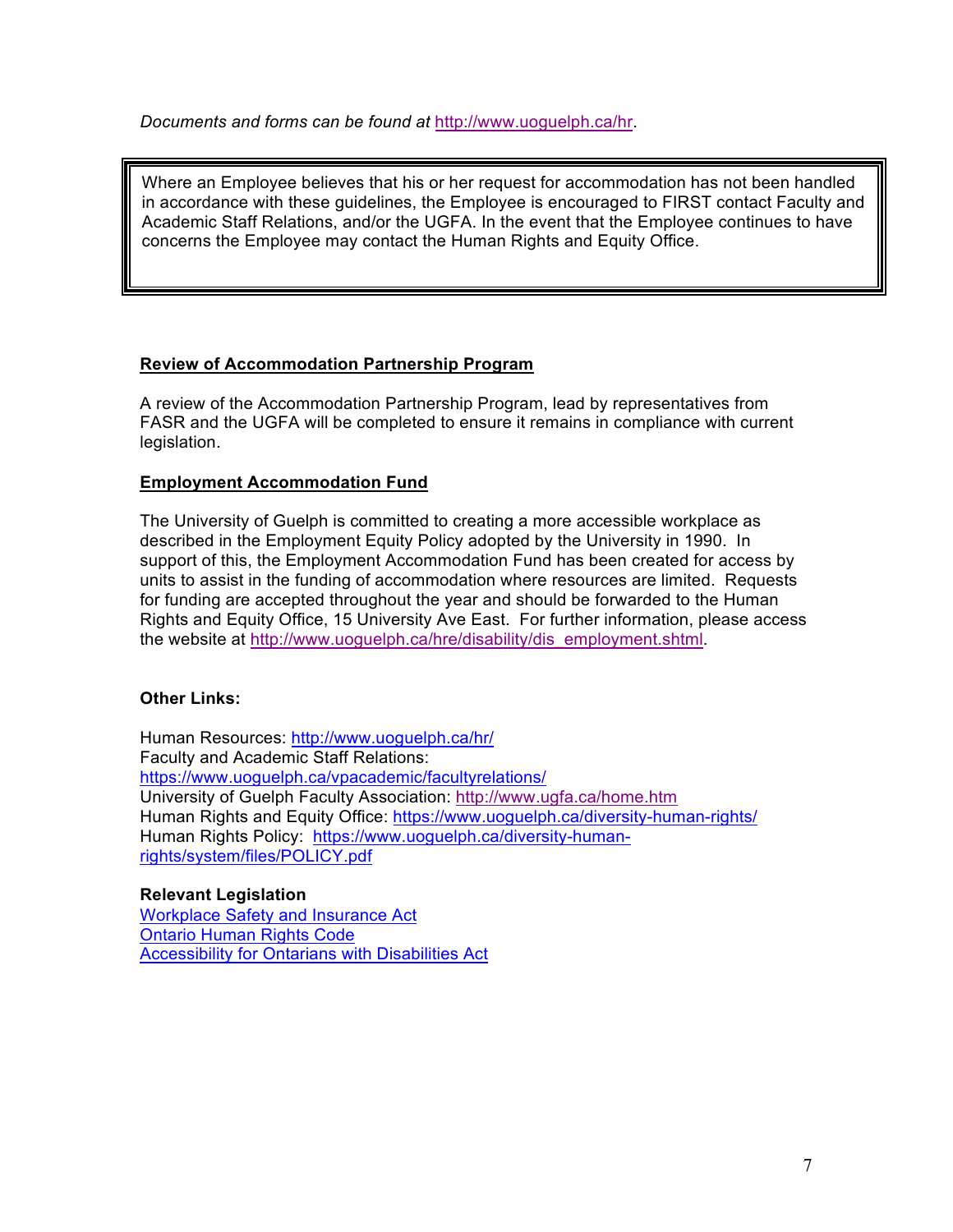*Documents and forms can be found at* [http://www.uoguelph.ca/hr](http://www.uoguelph.ca/hr).

> Where an Employee believes that his or her request for accommodation has not been handled in accordance with these guidelines, the Employee is encouraged to FIRST contact Faculty and Academic Staff Relations, and/or the UGFA. In the event that the Employee continues to have concerns the Employee may contact the Human Rights and Equity Office.

**<u>Review of Accommodation Partnership Program</u>**

A review of the Accommodation Partnership Program, lead by representatives from FASR and the UGFA will be completed to ensure it remains in compliance with current legislation.

**<u>Employment Accommodation Fund</u>**

The University of Guelph is committed to creating a more accessible workplace as described in the Employment Equity Policy adopted by the University in 1990. In support of this, the Employment Accommodation Fund has been created for access by units to assist in the funding of accommodation where resources are limited. Requests for funding are accepted throughout the year and should be forwarded to the Human Rights and Equity Office, 15 University Ave East. For further information, please access the website at [http://www.uoguelph.ca/hre/disability/dis_employment.shtml](http://www.uoguelph.ca/hre/disability/dis_employment.shtml).

**Other Links:**

Human Resources: [http://www.uoguelph.ca/hr/](http://www.uoguelph.ca/hr/)
Faculty and Academic Staff Relations: [https://www.uoguelph.ca/vpacademic/facultyrelations/](https://www.uoguelph.ca/vpacademic/facultyrelations/)
University of Guelph Faculty Association: [http://www.ugfa.ca/home.htm](http://www.ugfa.ca/home.htm)
Human Rights and Equity Office: [https://www.uoguelph.ca/diversity-human-rights/](https://www.uoguelph.ca/diversity-human-rights/)
Human Rights Policy: [https://www.uoguelph.ca/diversity-human-rights/system/files/POLICY.pdf](https://www.uoguelph.ca/diversity-human-rights/system/files/POLICY.pdf)

**Relevant Legislation**
Workplace Safety and Insurance Act
Ontario Human Rights Code
Accessibility for Ontarians with Disabilities Act